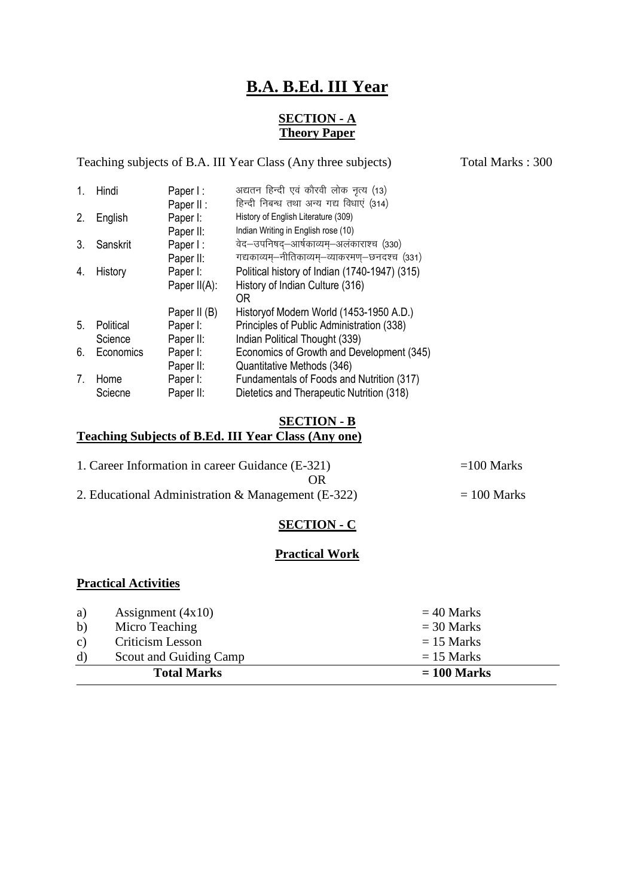# B.A. B.Ed. III Year

## SECTION - A
### Theory Paper

Teaching subjects of B.A. III Year Class (Any three subjects) Total Marks : 300

| | | | |
|---|---|---|---|
| 1. | Hindi | Paper I : | अद्यतन हिन्दी एवं कौरवी लोक नृत्य (13) |
| | | Paper II : | हिन्दी निबन्ध तथा अन्य गद्य विधाएं (314) |
| 2. | English | Paper I: | History of English Literature (309) |
| | | Paper II: | Indian Writing in English rose (10) |
| 3. | Sanskrit | Paper I : | वेद–उपनिषद्–आर्षकाव्यम्–अलंकाराश्च (330) |
| | | Paper II: | गद्यकाव्यम्–नीतिकाव्यम्–व्याकरणम्–छनदश्च (331) |
| 4. | History | Paper I: | Political history of Indian (1740-1947) (315) |
| | | Paper II(A): | History of Indian Culture (316) |
| | | | OR |
| | | Paper II (B) | Historyof Modern World (1453-1950 A.D.) |
| 5. | Political Science | Paper I: | Principles of Public Administration (338) |
| | | Paper II: | Indian Political Thought (339) |
| 6. | Economics | Paper I: | Economics of Growth and Development (345) |
| | | Paper II: | Quantitative Methods (346) |
| 7. | Home Sciecne | Paper I: | Fundamentals of Foods and Nutrition (317) |
| | | Paper II: | Dietetics and Therapeutic Nutrition (318) |

## SECTION - B
### Teaching Subjects of B.Ed. III Year Class (Any one)

1. Career Information in career Guidance (E-321) =100 Marks

OR

2. Educational Administration & Management (E-322) = 100 Marks

## SECTION - C

### Practical Work

**Practical Activities**

| | | |
|---|---|---|
| a) | Assignment (4x10) | = 40 Marks |
| b) | Micro Teaching | = 30 Marks |
| c) | Criticism Lesson | = 15 Marks |
| d) | Scout and Guiding Camp | = 15 Marks |
| | **Total Marks** | **= 100 Marks** |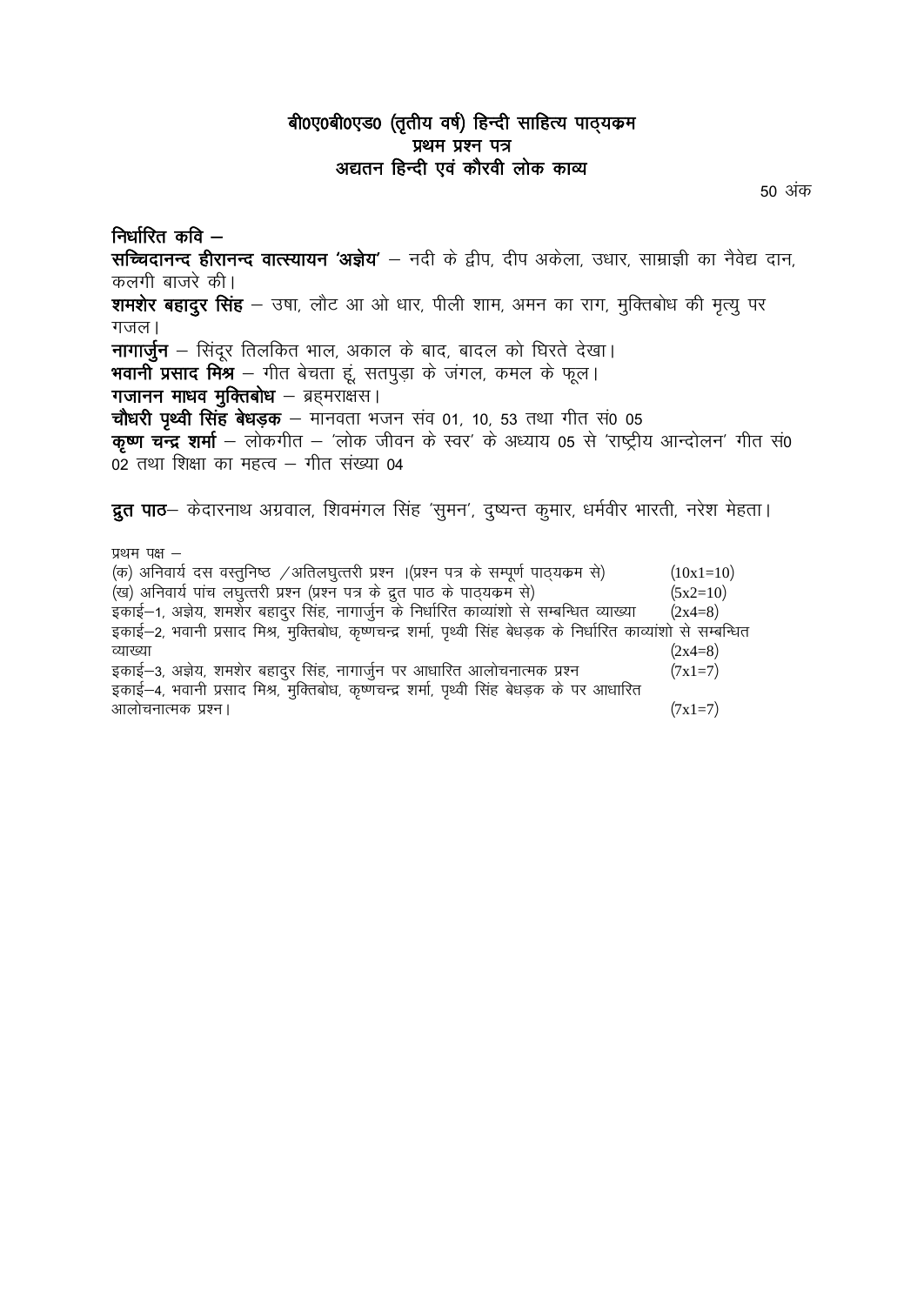## बी0ए0बी0एड0 (तृतीय वर्ष) हिन्दी साहित्य पाठ्यक्रम
## प्रथम प्रश्न पत्र
## अद्यतन हिन्दी एवं कौरवी लोक काव्य

50 अंक

**निर्धारित कवि –**

**सच्चिदानन्द हीरानन्द वात्स्यायन 'अज्ञेय'** – नदी के द्वीप, दीप अकेला, उधार, साम्राज्ञी का नैवेद्य दान, कलगी बाजरे की।

**शमशेर बहादुर सिंह** – उषा, लौट आ ओ धार, पीली शाम, अमन का राग, मुक्तिबोध की मृत्यु पर गजल।

**नागार्जुन** – सिंदूर तिलकित भाल, अकाल के बाद, बादल को घिरते देखा।

**भवानी प्रसाद मिश्र** – गीत बेचता हूं, सतपुड़ा के जंगल, कमल के फूल।

**गजानन माधव मुक्तिबोध** – ब्रह्मराक्षस।

**चौधरी पृथ्वी सिंह बेधड़क** – मानवता भजन संव 01, 10, 53 तथा गीत सं0 05

**कृष्ण चन्द्र शर्मा** – लोकगीत – 'लोक जीवन के स्वर' के अध्याय 05 से 'राष्ट्रीय आन्दोलन' गीत सं0 02 तथा शिक्षा का महत्व – गीत संख्या 04

**द्रुत पाठ**– केदारनाथ अग्रवाल, शिवमंगल सिंह 'सुमन', दुष्यन्त कुमार, धर्मवीर भारती, नरेश मेहता।

प्रथम पक्ष –

(क) अनिवार्य दस वस्तुनिष्ठ /अतिलघुत्तरी प्रश्न ।(प्रश्न पत्र के सम्पूर्ण पाठ्यक्रम से) (10x1=10)

(ख) अनिवार्य पांच लघुत्तरी प्रश्न (प्रश्न पत्र के द्रुत पाठ के पाठ्यक्रम से) (5x2=10)

इकाई–1, अज्ञेय, शमशेर बहादुर सिंह, नागार्जुन के निर्धारित काव्यांशो से सम्बन्धित व्याख्या (2x4=8)

इकाई–2, भवानी प्रसाद मिश्र, मुक्तिबोध, कृष्णचन्द्र शर्मा, पृथ्वी सिंह बेधड़क के निर्धारित काव्यांशो से सम्बन्धित व्याख्या (2x4=8)

इकाई–3, अज्ञेय, शमशेर बहादुर सिंह, नागार्जुन पर आधारित आलोचनात्मक प्रश्न (7x1=7)

इकाई–4, भवानी प्रसाद मिश्र, मुक्तिबोध, कृष्णचन्द्र शर्मा, पृथ्वी सिंह बेधड़क के पर आधारित आलोचनात्मक प्रश्न। (7x1=7)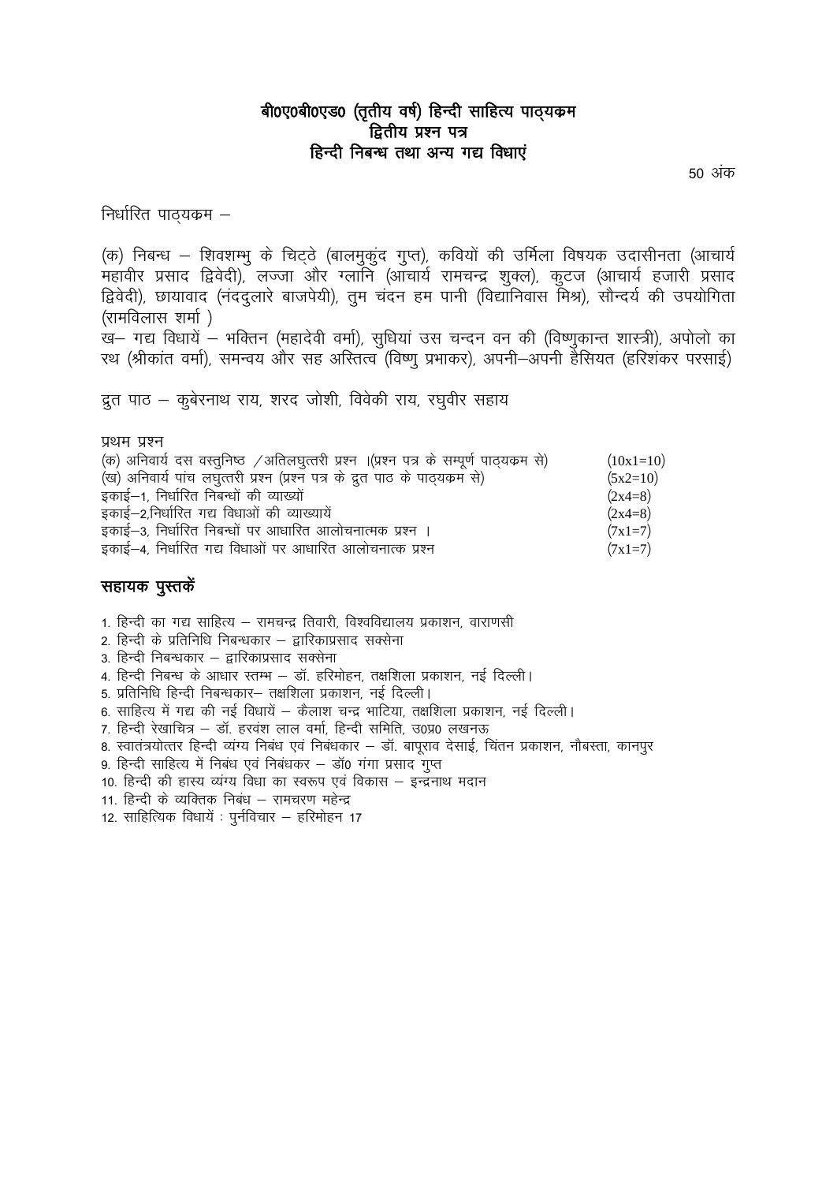# बी०ए०बी०एड० (तृतीय वर्ष) हिन्दी साहित्य पाठ्यक्रम
## द्वितीय प्रश्न पत्र
## हिन्दी निबन्ध तथा अन्य गद्य विधाएं

50 अंक

निर्धारित पाठ्यक्रम –

(क) निबन्ध – शिवशम्भु के चिट्ठे (बालमुकुंद गुप्त), कवियों की उर्मिला विषयक उदासीनता (आचार्य महावीर प्रसाद द्विवेदी), लज्जा और ग्लानि (आचार्य रामचन्द्र शुक्ल), कुटज (आचार्य हजारी प्रसाद द्विवेदी), छायावाद (नंददुलारे बाजपेयी), तुम चंदन हम पानी (विद्यानिवास मिश्र), सौन्दर्य की उपयोगिता (रामविलास शर्मा )

ख– गद्य विधायें – भक्तिन (महादेवी वर्मा), सुधियां उस चन्दन वन की (विष्णुकान्त शास्त्री), अपोलो का रथ (श्रीकांत वर्मा), समन्वय और सह अस्तित्व (विष्णु प्रभाकर), अपनी–अपनी हैसियत (हरिशंकर परसाई)

द्रुत पाठ – कुबेरनाथ राय, शरद जोशी, विवेकी राय, रघुवीर सहाय

प्रथम प्रश्न

| | |
|---|---|
| (क) अनिवार्य दस वस्तुनिष्ठ /अतिलघुत्तरी प्रश्न ।(प्रश्न पत्र के सम्पूर्ण पाठ्यक्रम से) | (10x1=10) |
| (ख) अनिवार्य पांच लघुत्तरी प्रश्न (प्रश्न पत्र के द्रुत पाठ के पाठ्यक्रम से) | (5x2=10) |
| इकाई–1, निर्धारित निबन्धों की व्याख्यों | (2x4=8) |
| इकाई–2,निर्धारित गद्य विधाओं की व्याख्यायें | (2x4=8) |
| इकाई–3, निर्धारित निबन्धों पर आधारित आलोचनात्मक प्रश्न । | (7x1=7) |
| इकाई–4, निर्धारित गद्य विधाओं पर आधारित आलोचनात्क प्रश्न | (7x1=7) |

## सहायक पुस्तकें

1. हिन्दी का गद्य साहित्य – रामचन्द्र तिवारी, विश्वविद्यालय प्रकाशन, वाराणसी
2. हिन्दी के प्रतिनिधि निबन्धकार – द्वारिकाप्रसाद सक्सेना
3. हिन्दी निबन्धकार – द्वारिकाप्रसाद सक्सेना
4. हिन्दी निबन्ध के आधार स्तम्भ – डॉ. हरिमोहन, तक्षशिला प्रकाशन, नई दिल्ली।
5. प्रतिनिधि हिन्दी निबन्धकार– तक्षशिला प्रकाशन, नई दिल्ली।
6. साहित्य में गद्य की नई विधायें – कैलाश चन्द्र भाटिया, तक्षशिला प्रकाशन, नई दिल्ली।
7. हिन्दी रेखाचित्र – डॉ. हरवंश लाल वर्मा, हिन्दी समिति, उ0प्र0 लखनऊ
8. स्वातंत्र्योत्तर हिन्दी व्यंग्य निबंध एवं निबंधकार – डॉ. बापूराव देसाई, चिंतन प्रकाशन, नौबस्ता, कानपुर
9. हिन्दी साहित्य में निबंध एवं निबंधकर – डॉ0 गंगा प्रसाद गुप्त
10. हिन्दी की हास्य व्यंग्य विधा का स्वरूप एवं विकास – इन्द्रनाथ मदान
11. हिन्दी के व्यक्तिक निबंध – रामचरण महेन्द्र
12. साहित्यिक विधायें : पुर्नविचार – हरिमोहन 17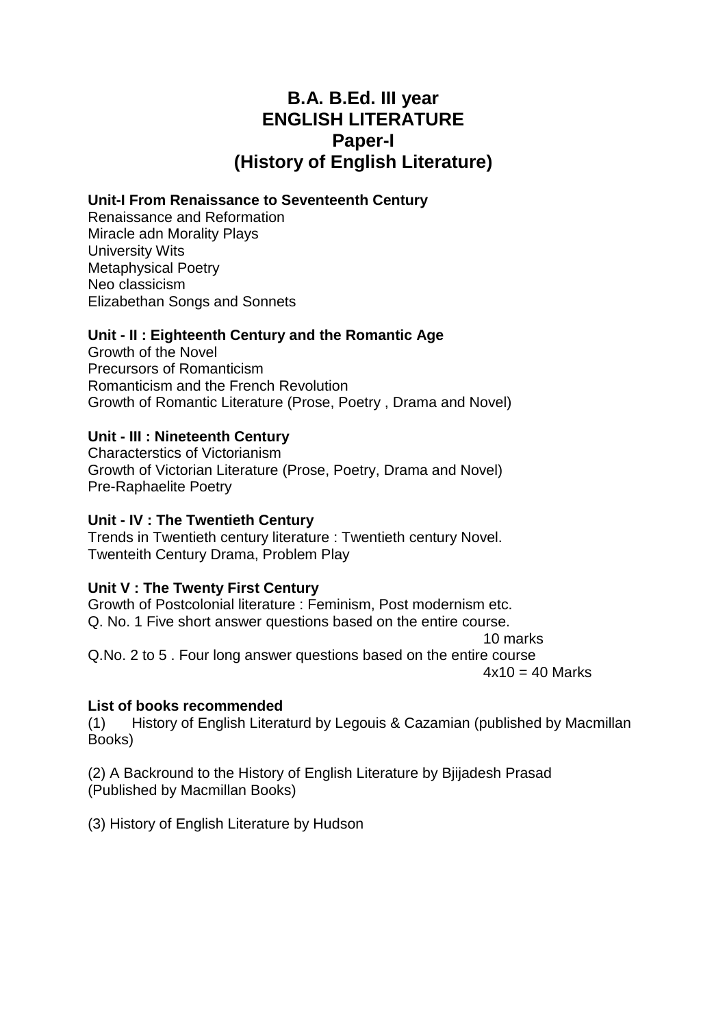# B.A. B.Ed. III year
# ENGLISH LITERATURE
## Paper-I
## (History of English Literature)

**Unit-I From Renaissance to Seventeenth Century**

Renaissance and Reformation
Miracle adn Morality Plays
University Wits
Metaphysical Poetry
Neo classicism
Elizabethan Songs and Sonnets

**Unit - II : Eighteenth Century and the Romantic Age**

Growth of the Novel
Precursors of Romanticism
Romanticism and the French Revolution
Growth of Romantic Literature (Prose, Poetry , Drama and Novel)

**Unit - III : Nineteenth Century**

Characterstics of Victorianism
Growth of Victorian Literature (Prose, Poetry, Drama and Novel)
Pre-Raphaelite Poetry

**Unit - IV : The Twentieth Century**

Trends in Twentieth century literature : Twentieth century Novel.
Twenteith Century Drama, Problem Play

**Unit V : The Twenty First Century**

Growth of Postcolonial literature : Feminism, Post modernism etc.
Q. No. 1 Five short answer questions based on the entire course.
10 marks
Q.No. 2 to 5 . Four long answer questions based on the entire course
4x10 = 40 Marks

**List of books recommended**

(1) History of English Literaturd by Legouis & Cazamian (published by Macmillan Books)

(2) A Backround to the History of English Literature by Bjijadesh Prasad (Published by Macmillan Books)

(3) History of English Literature by Hudson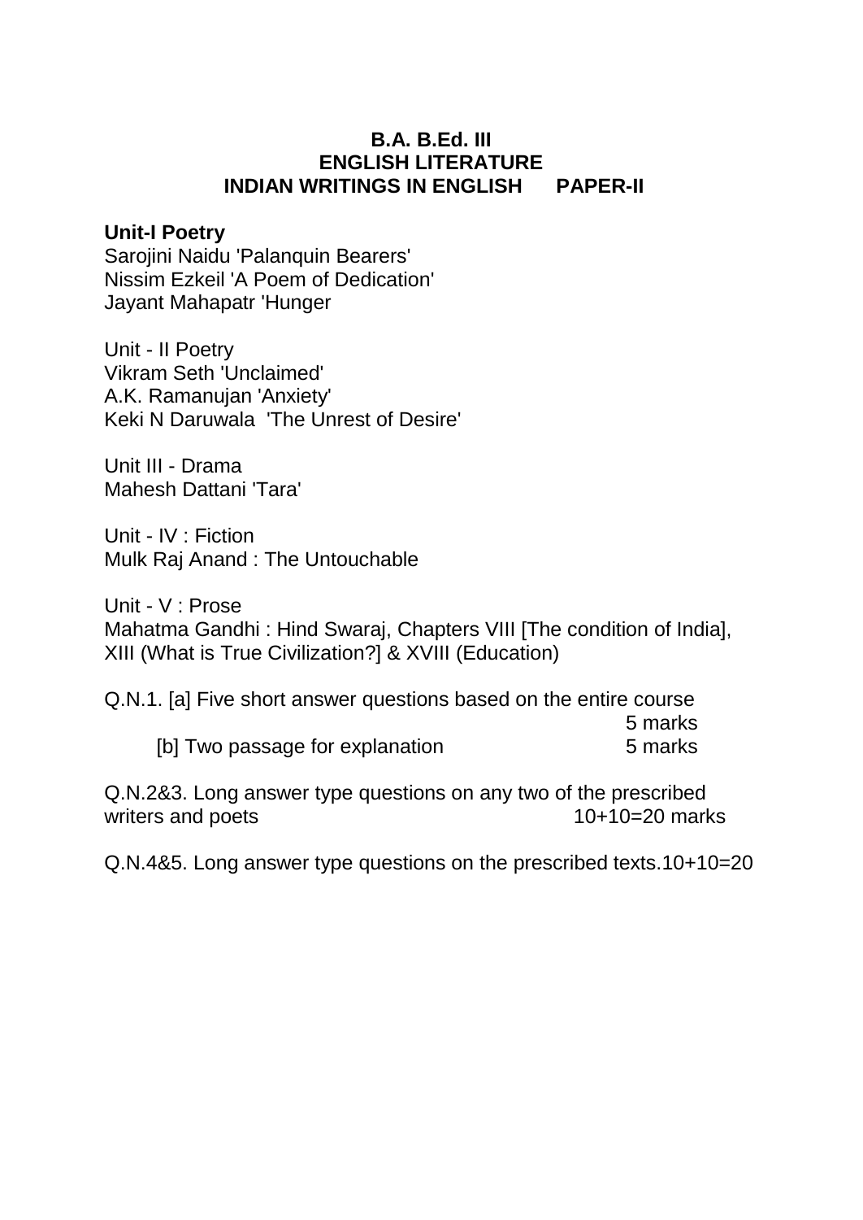**B.A. B.Ed. III**
**ENGLISH LITERATURE**
**INDIAN WRITINGS IN ENGLISH PAPER-II**

**Unit-I Poetry**
Sarojini Naidu 'Palanquin Bearers'
Nissim Ezkeil 'A Poem of Dedication'
Jayant Mahapatr 'Hunger

Unit - II Poetry
Vikram Seth 'Unclaimed'
A.K. Ramanujan 'Anxiety'
Keki N Daruwala 'The Unrest of Desire'

Unit III - Drama
Mahesh Dattani 'Tara'

Unit - IV : Fiction
Mulk Raj Anand : The Untouchable

Unit - V : Prose
Mahatma Gandhi : Hind Swaraj, Chapters VIII [The condition of India], XIII (What is True Civilization?] & XVIII (Education)

Q.N.1. [a] Five short answer questions based on the entire course 5 marks
[b] Two passage for explanation 5 marks

Q.N.2&3. Long answer type questions on any two of the prescribed writers and poets 10+10=20 marks

Q.N.4&5. Long answer type questions on the prescribed texts.10+10=20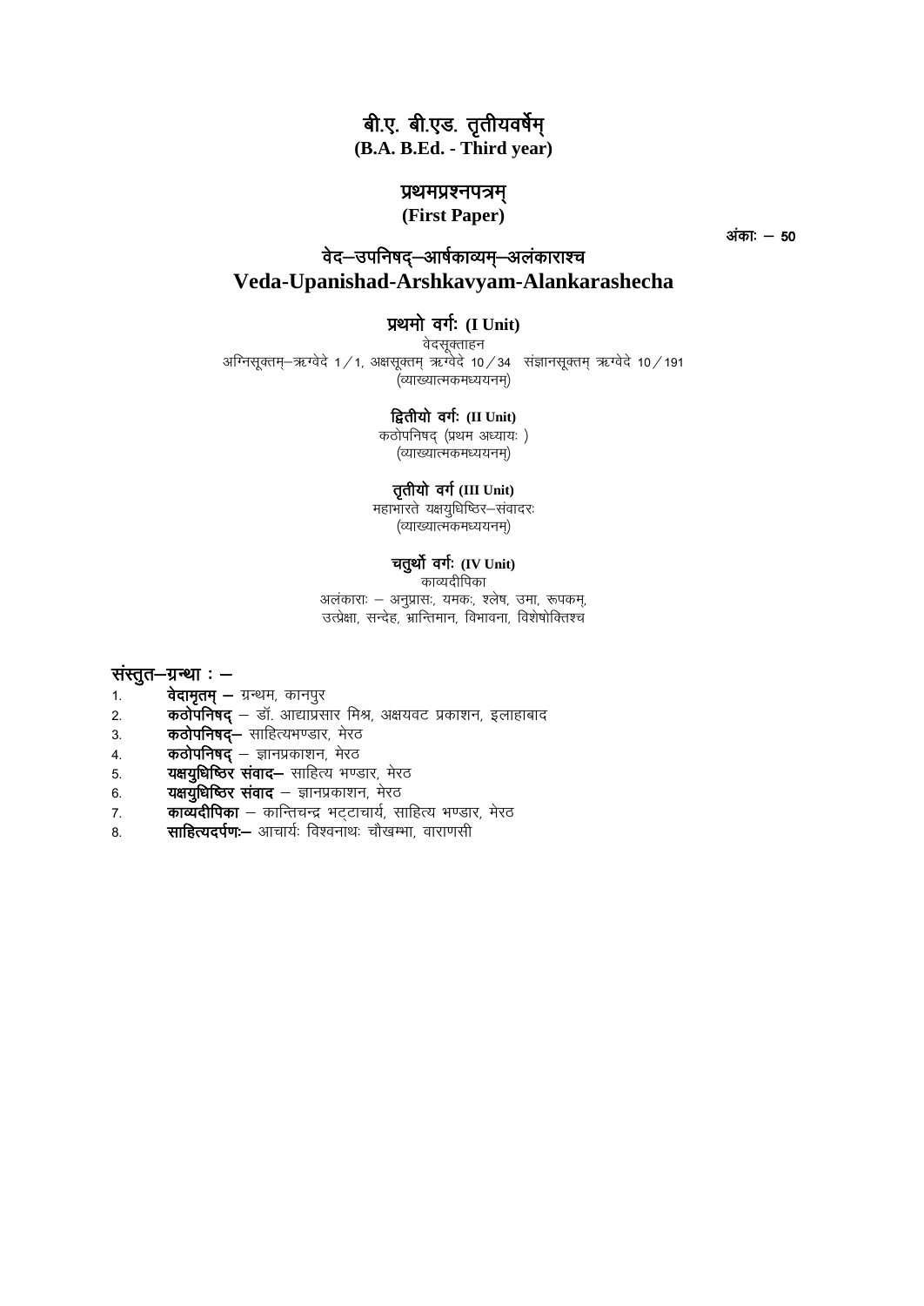# बी.ए. बी.एड. तृतीयवर्षेम्
**(B.A. B.Ed. - Third year)**

## प्रथमप्रश्नपत्रम्
**(First Paper)**

अंकाः – 50

## वेद–उपनिषद्–आर्षकाव्यम्–अलंकाराश्च
## Veda-Upanishad-Arshkavyam-Alankarashecha

### प्रथमो वर्गः (I Unit)

वेदसूक्ताहन

अग्निसूक्तम्–ऋग्वेदे 1/1, अक्षसूक्तम् ऋग्वेदे 10/34 संज्ञानसूक्तम् ऋग्वेदे 10/191

(व्याख्यात्मकमध्ययनम्)

### द्वितीयो वर्गः (II Unit)

कठोपनिषद् (प्रथम अध्यायः)

(व्याख्यात्मकमध्ययनम्)

### तृतीयो वर्ग (III Unit)

महाभारते यक्षयुधिष्ठिर–संवादरः

(व्याख्यात्मकमध्ययनम्)

### चतुर्थो वर्गः (IV Unit)

काव्यदीपिका

अलंकाराः – अनुप्रासः, यमकः, श्लेष, उमा, रूपकम्, उत्प्रेक्षा, सन्देह, भ्रान्तिमान, विभावना, विशेषोक्तिश्च

### संस्तुत–ग्रन्था : –

1. **वेदामृतम् –** ग्रन्थम, कानपुर
2. **कठोपनिषद्** – डॉ. आद्याप्रसार मिश्र, अक्षयवट प्रकाशन, इलाहाबाद
3. **कठोपनिषद्–** साहित्यभण्डार, मेरठ
4. **कठोपनिषद्** – ज्ञानप्रकाशन, मेरठ
5. **यक्षयुधिष्ठिर संवाद–** साहित्य भण्डार, मेरठ
6. **यक्षयुधिष्ठिर संवाद** – ज्ञानप्रकाशन, मेरठ
7. **काव्यदीपिका** – कान्तिचन्द्र भट्टाचार्य, साहित्य भण्डार, मेरठ
8. **साहित्यदर्पणः–** आचार्यः विश्वनाथः चौखम्भा, वाराणसी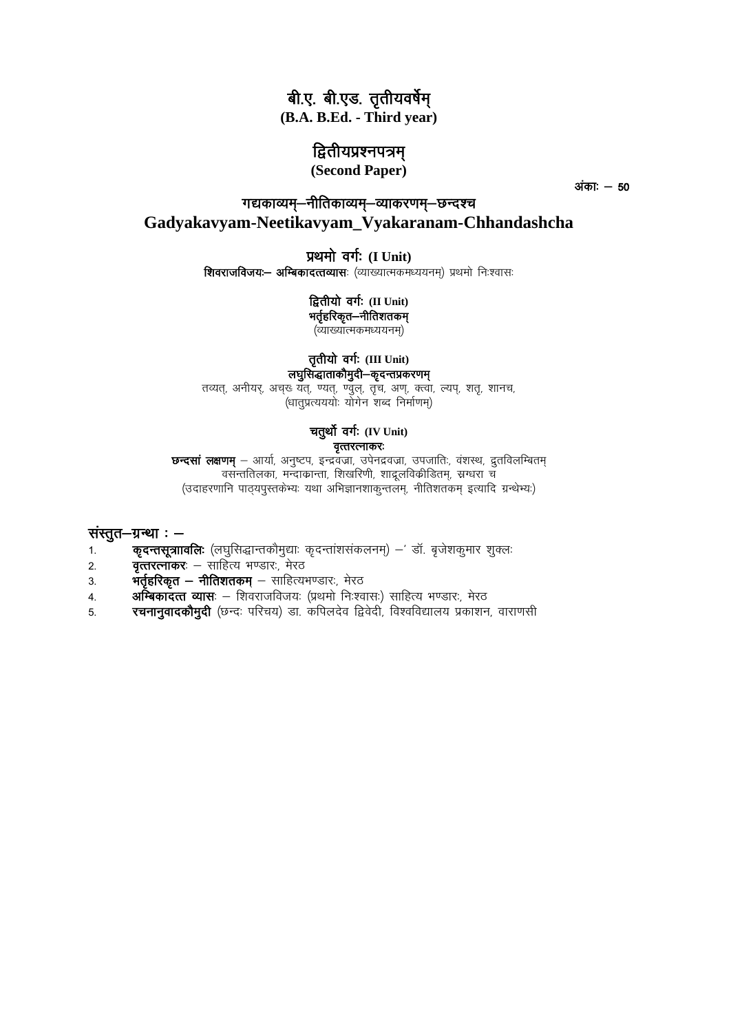# बी.ए. बी.एड. तृतीयवर्षेम्
**(B.A. B.Ed. - Third year)**

## द्वितीयप्रश्नपत्रम्
**(Second Paper)**

अंकाः – 50

## गद्यकाव्यम्–नीतिकाव्यम्–व्याकरणम्–छन्दश्च
## Gadyakavyam-Neetikavyam_Vyakaranam-Chhandashcha

### प्रथमो वर्गः (I Unit)
**शिवराजविजयः– अम्बिकादत्तव्यासः** (व्याख्यात्मकमध्ययनम्) प्रथमो निःश्वासः

### द्वितीयो वर्गः (II Unit)
**भर्तृहरिकृत–नीतिशतकम्**
(व्याख्यात्मकमध्ययनम्)

### तृतीयो वर्गः (III Unit)
**लघुसिद्धाताकौमुदी–कृदन्तप्रकरणम्**
तव्यत्, अनीयर्, अच्छ यत्, ण्यत्, ण्वुल्, तृच, अण्, क्त्वा, ल्यप्, शतृ, शानच,
(धातुप्रत्यययोः योगेन शब्द निर्माणम्)

### चतुर्थो वर्गः (IV Unit)
**वृत्तरत्नाकरः**
**छन्दसां लक्षणम्** – आर्या, अनुष्टप, इन्द्रवज्रा, उपेनद्रवज्रा, उपजातिः, वंशस्थ, द्रुतविलम्बितम्
वसन्ततिलका, मन्दाक्रान्ता, शिखरिणी, शादूलविक्रीडितम्, स्रग्धरा च
(उदाहरणानि पाठ्यपुस्तकेभ्यः यथा अभिज्ञानशाकुन्तलम्, नीतिशतकम् इत्यादि ग्रन्थेभ्यः)

**संस्तुत–ग्रन्था : –**

1. **कृदन्तसूत्राावलिः** (लघुसिद्धान्तकौमुद्याः कृदन्तांशसंकलनम्) –' डॉ. बृजेशकुमार शुक्लः
2. **वृत्तरत्नाकरः** – साहित्य भण्डारः, मेरठ
3. **भर्तृहरिकृत – नीतिशतकम्** – साहित्यभण्डारः, मेरठ
4. **अम्बिकादत्त व्यासः** – शिवराजविजयः (प्रथमो निःश्वासः) साहित्य भण्डारः, मेरठ
5. **रचनानुवादकौमुदी** (छन्दः परिचय) डा. कपिलदेव द्विवेदी, विश्वविद्यालय प्रकाशन, वाराणसी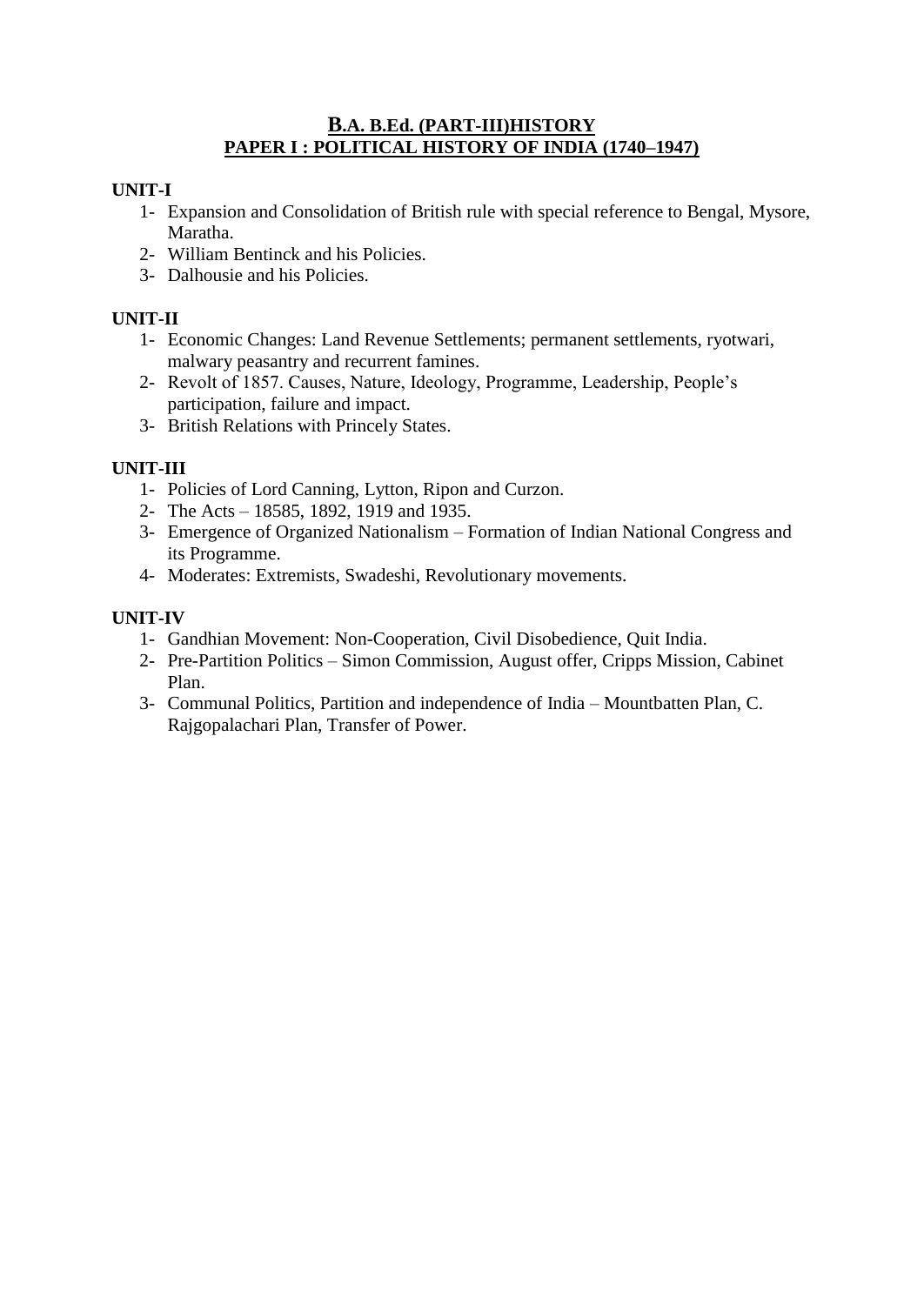## B.A. B.Ed. (PART-III)HISTORY
## PAPER I : POLITICAL HISTORY OF INDIA (1740–1947)

**UNIT-I**

1- Expansion and Consolidation of British rule with special reference to Bengal, Mysore, Maratha.
2- William Bentinck and his Policies.
3- Dalhousie and his Policies.

**UNIT-II**

1- Economic Changes: Land Revenue Settlements; permanent settlements, ryotwari, malwary peasantry and recurrent famines.
2- Revolt of 1857. Causes, Nature, Ideology, Programme, Leadership, People's participation, failure and impact.
3- British Relations with Princely States.

**UNIT-III**

1- Policies of Lord Canning, Lytton, Ripon and Curzon.
2- The Acts – 18585, 1892, 1919 and 1935.
3- Emergence of Organized Nationalism – Formation of Indian National Congress and its Programme.
4- Moderates: Extremists, Swadeshi, Revolutionary movements.

**UNIT-IV**

1- Gandhian Movement: Non-Cooperation, Civil Disobedience, Quit India.
2- Pre-Partition Politics – Simon Commission, August offer, Cripps Mission, Cabinet Plan.
3- Communal Politics, Partition and independence of India – Mountbatten Plan, C. Rajgopalachari Plan, Transfer of Power.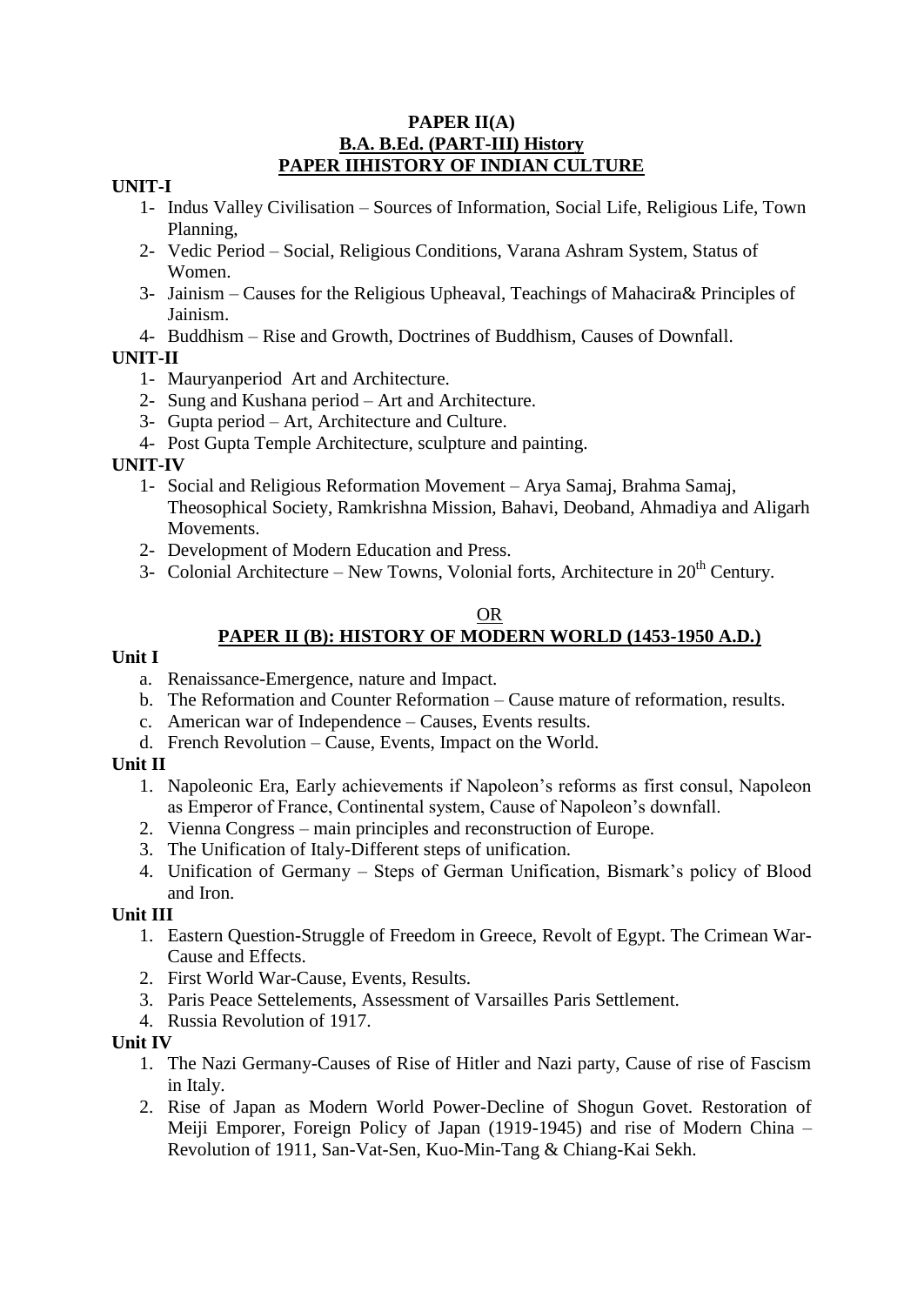**PAPER II(A)**

**B.A. B.Ed. (PART-III) History**

**PAPER IIHISTORY OF INDIAN CULTURE**

**UNIT-I**

1- Indus Valley Civilisation – Sources of Information, Social Life, Religious Life, Town Planning,
2- Vedic Period – Social, Religious Conditions, Varana Ashram System, Status of Women.
3- Jainism – Causes for the Religious Upheaval, Teachings of Mahacira& Principles of Jainism.
4- Buddhism – Rise and Growth, Doctrines of Buddhism, Causes of Downfall.

**UNIT-II**

1- Mauryanperiod Art and Architecture.
2- Sung and Kushana period – Art and Architecture.
3- Gupta period – Art, Architecture and Culture.
4- Post Gupta Temple Architecture, sculpture and painting.

**UNIT-IV**

1- Social and Religious Reformation Movement – Arya Samaj, Brahma Samaj, Theosophical Society, Ramkrishna Mission, Bahavi, Deoband, Ahmadiya and Aligarh Movements.
2- Development of Modern Education and Press.
3- Colonial Architecture – New Towns, Volonial forts, Architecture in 20th Century.

OR

**PAPER II (B): HISTORY OF MODERN WORLD (1453-1950 A.D.)**

**Unit I**

a. Renaissance-Emergence, nature and Impact.
b. The Reformation and Counter Reformation – Cause mature of reformation, results.
c. American war of Independence – Causes, Events results.
d. French Revolution – Cause, Events, Impact on the World.

**Unit II**

1. Napoleonic Era, Early achievements if Napoleon's reforms as first consul, Napoleon as Emperor of France, Continental system, Cause of Napoleon's downfall.
2. Vienna Congress – main principles and reconstruction of Europe.
3. The Unification of Italy-Different steps of unification.
4. Unification of Germany – Steps of German Unification, Bismark's policy of Blood and Iron.

**Unit III**

1. Eastern Question-Struggle of Freedom in Greece, Revolt of Egypt. The Crimean War-Cause and Effects.
2. First World War-Cause, Events, Results.
3. Paris Peace Settelements, Assessment of Varsailles Paris Settlement.
4. Russia Revolution of 1917.

**Unit IV**

1. The Nazi Germany-Causes of Rise of Hitler and Nazi party, Cause of rise of Fascism in Italy.
2. Rise of Japan as Modern World Power-Decline of Shogun Govet. Restoration of Meiji Emporer, Foreign Policy of Japan (1919-1945) and rise of Modern China – Revolution of 1911, San-Vat-Sen, Kuo-Min-Tang & Chiang-Kai Sekh.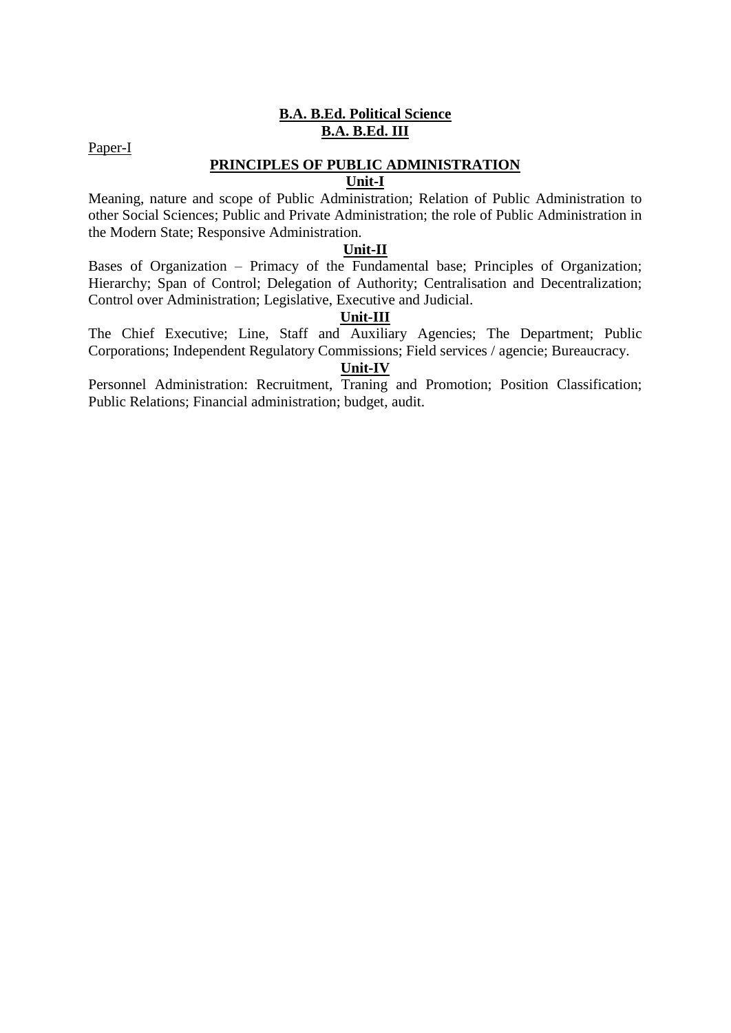## B.A. B.Ed. Political Science

## B.A. B.Ed. III

Paper-I

### PRINCIPLES OF PUBLIC ADMINISTRATION

#### Unit-I

Meaning, nature and scope of Public Administration; Relation of Public Administration to other Social Sciences; Public and Private Administration; the role of Public Administration in the Modern State; Responsive Administration.

#### Unit-II

Bases of Organization – Primacy of the Fundamental base; Principles of Organization; Hierarchy; Span of Control; Delegation of Authority; Centralisation and Decentralization; Control over Administration; Legislative, Executive and Judicial.

#### Unit-III

The Chief Executive; Line, Staff and Auxiliary Agencies; The Department; Public Corporations; Independent Regulatory Commissions; Field services / agencie; Bureaucracy.

#### Unit-IV

Personnel Administration: Recruitment, Traning and Promotion; Position Classification; Public Relations; Financial administration; budget, audit.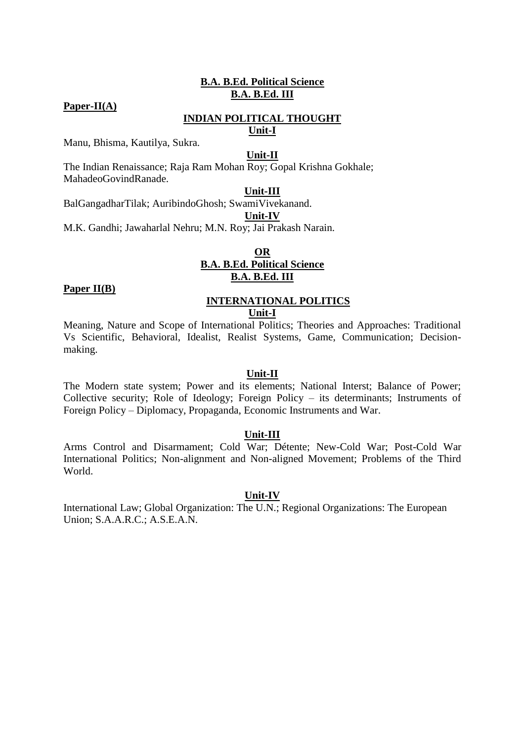**B.A. B.Ed. Political Science**
**B.A. B.Ed. III**

**Paper-II(A)**

## INDIAN POLITICAL THOUGHT

### Unit-I

Manu, Bhisma, Kautilya, Sukra.

### Unit-II

The Indian Renaissance; Raja Ram Mohan Roy; Gopal Krishna Gokhale; MahadeoGovindRanade.

### Unit-III

BalGangadharTilak; AuribindoGhosh; SwamiVivekanand.

### Unit-IV

M.K. Gandhi; Jawaharlal Nehru; M.N. Roy; Jai Prakash Narain.

**OR**

**B.A. B.Ed. Political Science**
**B.A. B.Ed. III**

**Paper II(B)**

## INTERNATIONAL POLITICS

### Unit-I

Meaning, Nature and Scope of International Politics; Theories and Approaches: Traditional Vs Scientific, Behavioral, Idealist, Realist Systems, Game, Communication; Decision-making.

### Unit-II

The Modern state system; Power and its elements; National Interst; Balance of Power; Collective security; Role of Ideology; Foreign Policy – its determinants; Instruments of Foreign Policy – Diplomacy, Propaganda, Economic Instruments and War.

### Unit-III

Arms Control and Disarmament; Cold War; Détente; New-Cold War; Post-Cold War International Politics; Non-alignment and Non-aligned Movement; Problems of the Third World.

### Unit-IV

International Law; Global Organization: The U.N.; Regional Organizations: The European Union; S.A.A.R.C.; A.S.E.A.N.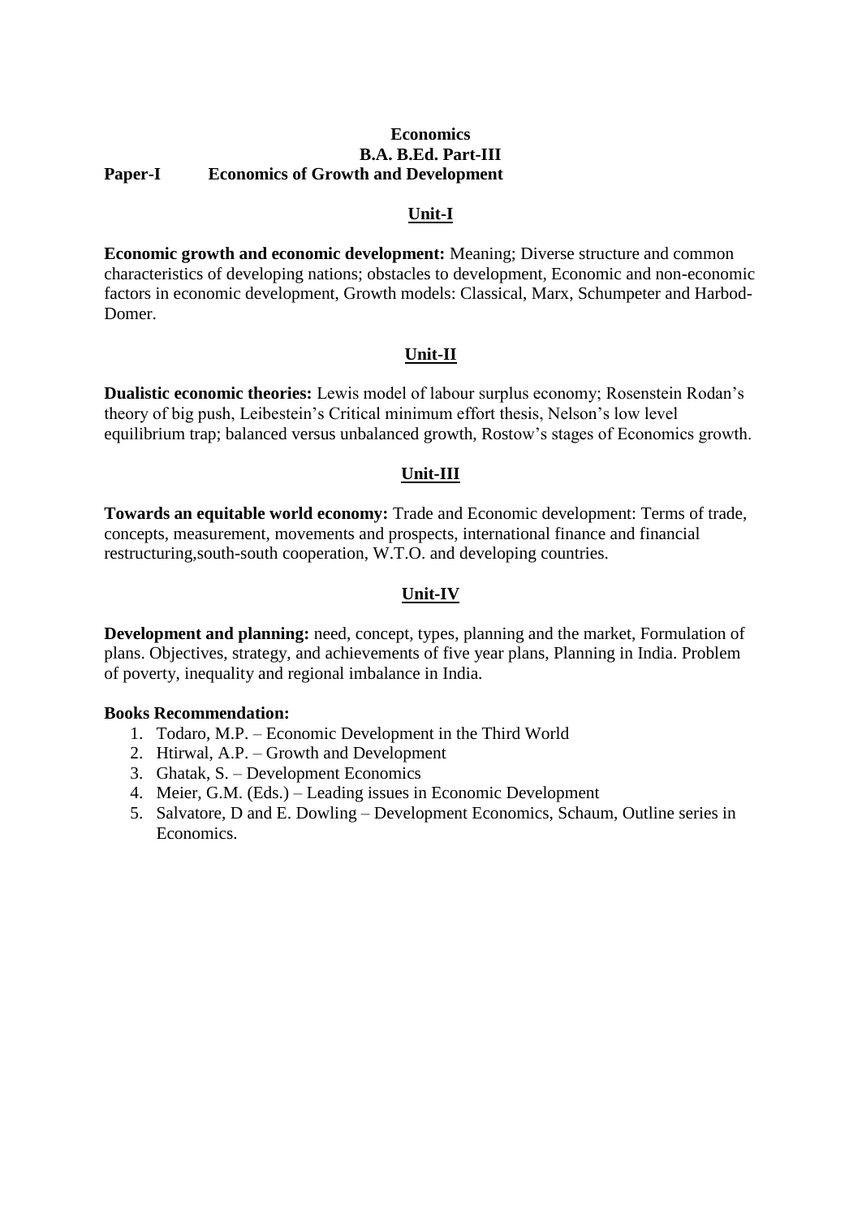# Economics

## B.A. B.Ed. Part-III

## Paper-I Economics of Growth and Development

### Unit-I

**Economic growth and economic development:** Meaning; Diverse structure and common characteristics of developing nations; obstacles to development, Economic and non-economic factors in economic development, Growth models: Classical, Marx, Schumpeter and Harbod-Domer.

### Unit-II

**Dualistic economic theories:** Lewis model of labour surplus economy; Rosenstein Rodan's theory of big push, Leibestein's Critical minimum effort thesis, Nelson's low level equilibrium trap; balanced versus unbalanced growth, Rostow's stages of Economics growth.

### Unit-III

**Towards an equitable world economy:** Trade and Economic development: Terms of trade, concepts, measurement, movements and prospects, international finance and financial restructuring,south-south cooperation, W.T.O. and developing countries.

### Unit-IV

**Development and planning:** need, concept, types, planning and the market, Formulation of plans. Objectives, strategy, and achievements of five year plans, Planning in India. Problem of poverty, inequality and regional imbalance in India.

**Books Recommendation:**

1. Todaro, M.P. – Economic Development in the Third World
2. Htirwal, A.P. – Growth and Development
3. Ghatak, S. – Development Economics
4. Meier, G.M. (Eds.) – Leading issues in Economic Development
5. Salvatore, D and E. Dowling – Development Economics, Schaum, Outline series in Economics.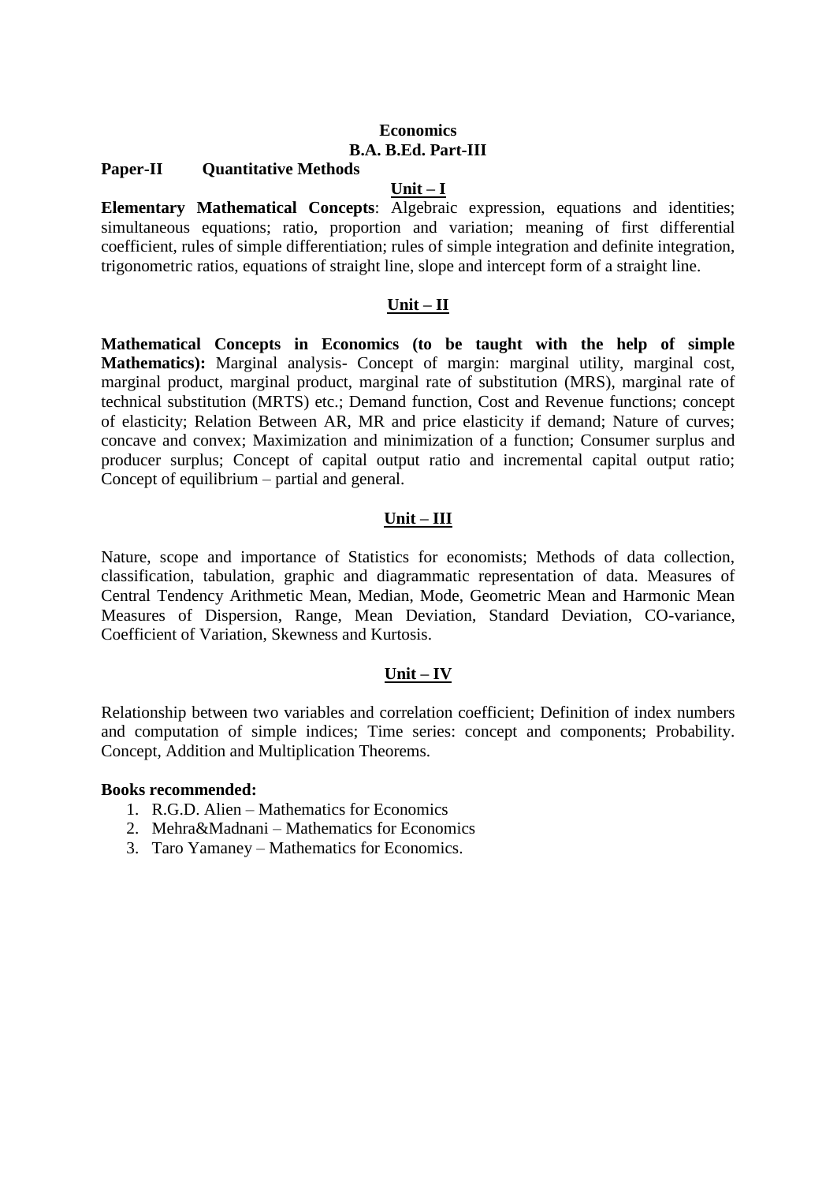**Economics**

**B.A. B.Ed. Part-III**

**Paper-II Quantitative Methods**

**Unit – I**

**Elementary Mathematical Concepts**: Algebraic expression, equations and identities; simultaneous equations; ratio, proportion and variation; meaning of first differential coefficient, rules of simple differentiation; rules of simple integration and definite integration, trigonometric ratios, equations of straight line, slope and intercept form of a straight line.

**Unit – II**

**Mathematical Concepts in Economics (to be taught with the help of simple Mathematics):** Marginal analysis- Concept of margin: marginal utility, marginal cost, marginal product, marginal product, marginal rate of substitution (MRS), marginal rate of technical substitution (MRTS) etc.; Demand function, Cost and Revenue functions; concept of elasticity; Relation Between AR, MR and price elasticity if demand; Nature of curves; concave and convex; Maximization and minimization of a function; Consumer surplus and producer surplus; Concept of capital output ratio and incremental capital output ratio; Concept of equilibrium – partial and general.

**Unit – III**

Nature, scope and importance of Statistics for economists; Methods of data collection, classification, tabulation, graphic and diagrammatic representation of data. Measures of Central Tendency Arithmetic Mean, Median, Mode, Geometric Mean and Harmonic Mean Measures of Dispersion, Range, Mean Deviation, Standard Deviation, CO-variance, Coefficient of Variation, Skewness and Kurtosis.

**Unit – IV**

Relationship between two variables and correlation coefficient; Definition of index numbers and computation of simple indices; Time series: concept and components; Probability. Concept, Addition and Multiplication Theorems.

**Books recommended:**

1. R.G.D. Alien – Mathematics for Economics
2. Mehra&Madnani – Mathematics for Economics
3. Taro Yamaney – Mathematics for Economics.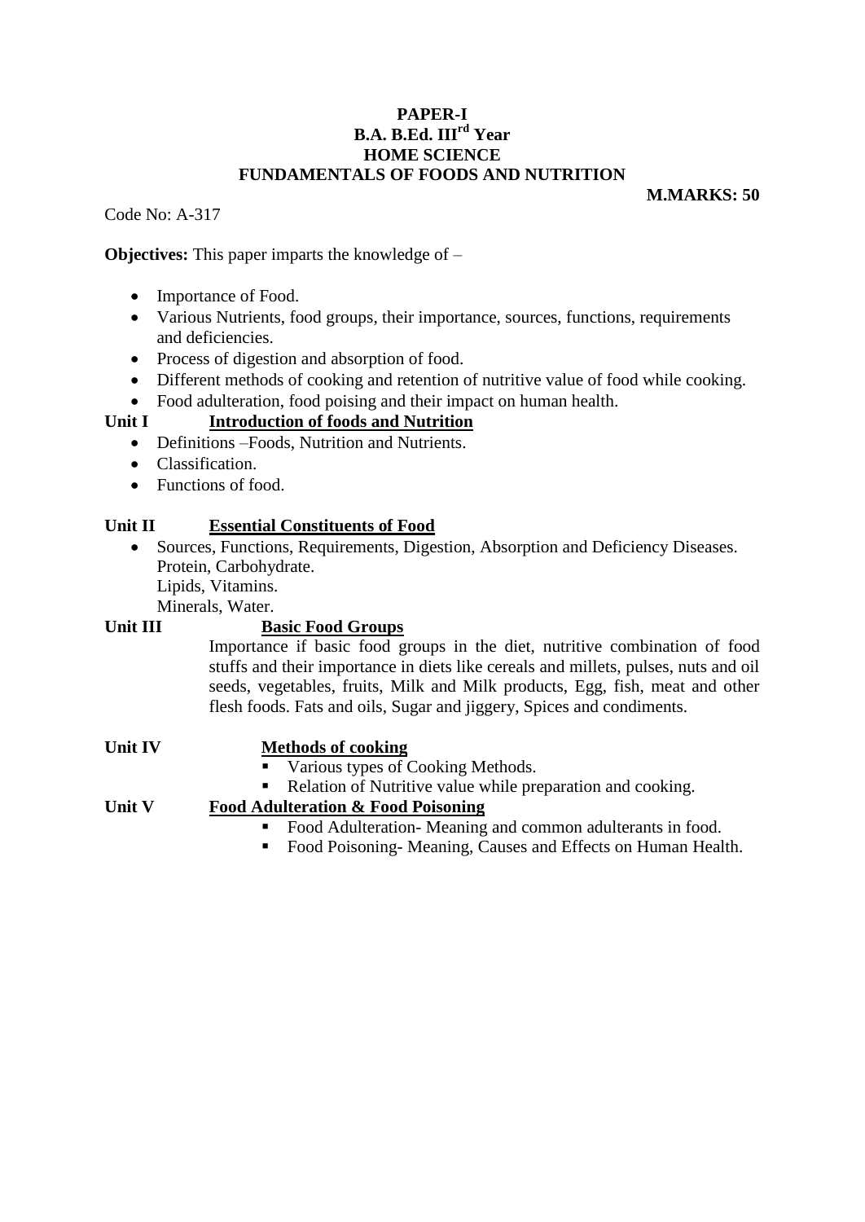**PAPER-I**

**B.A. B.Ed. III$^{rd}$ Year**

**HOME SCIENCE**

**FUNDAMENTALS OF FOODS AND NUTRITION**

**M.MARKS: 50**

Code No: A-317

**Objectives:** This paper imparts the knowledge of –

- Importance of Food.
- Various Nutrients, food groups, their importance, sources, functions, requirements and deficiencies.
- Process of digestion and absorption of food.
- Different methods of cooking and retention of nutritive value of food while cooking.
- Food adulteration, food poising and their impact on human health.

**Unit I** **<u>Introduction of foods and Nutrition</u>**

- Definitions –Foods, Nutrition and Nutrients.
- Classification.
- Functions of food.

**Unit II** **<u>Essential Constituents of Food</u>**

- Sources, Functions, Requirements, Digestion, Absorption and Deficiency Diseases.
  Protein, Carbohydrate.
  Lipids, Vitamins.
  Minerals, Water.

**Unit III** **<u>Basic Food Groups</u>**

Importance if basic food groups in the diet, nutritive combination of food stuffs and their importance in diets like cereals and millets, pulses, nuts and oil seeds, vegetables, fruits, Milk and Milk products, Egg, fish, meat and other flesh foods. Fats and oils, Sugar and jiggery, Spices and condiments.

**Unit IV** **<u>Methods of cooking</u>**

- Various types of Cooking Methods.
- Relation of Nutritive value while preparation and cooking.

**Unit V** **<u>Food Adulteration & Food Poisoning</u>**

- Food Adulteration- Meaning and common adulterants in food.
- Food Poisoning- Meaning, Causes and Effects on Human Health.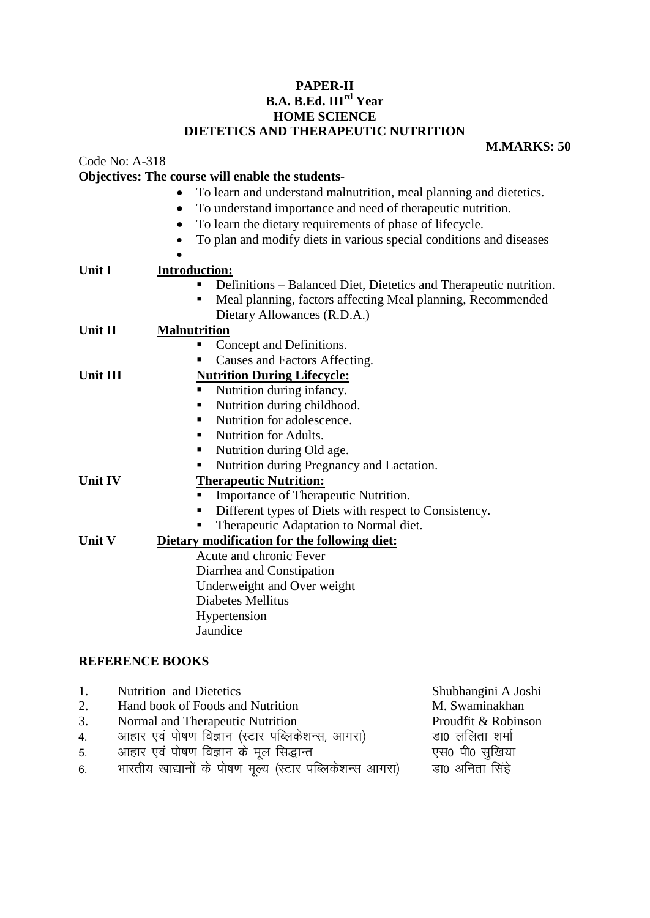**PAPER-II**
**B.A. B.Ed. III$^{rd}$ Year**
**HOME SCIENCE**
**DIETETICS AND THERAPEUTIC NUTRITION**

**M.MARKS: 50**

Code No: A-318

**Objectives: The course will enable the students-**

- To learn and understand malnutrition, meal planning and dietetics.
- To understand importance and need of therapeutic nutrition.
- To learn the dietary requirements of phase of lifecycle.
- To plan and modify diets in various special conditions and diseases

**Unit I** **Introduction:**

- Definitions – Balanced Diet, Dietetics and Therapeutic nutrition.
- Meal planning, factors affecting Meal planning, Recommended Dietary Allowances (R.D.A.)

**Unit II** **Malnutrition**

- Concept and Definitions.
- Causes and Factors Affecting.

**Unit III** **Nutrition During Lifecycle:**

- Nutrition during infancy.
- Nutrition during childhood.
- Nutrition for adolescence.
- Nutrition for Adults.
- Nutrition during Old age.
- Nutrition during Pregnancy and Lactation.

**Unit IV** **Therapeutic Nutrition:**

- Importance of Therapeutic Nutrition.
- Different types of Diets with respect to Consistency.
- Therapeutic Adaptation to Normal diet.

**Unit V** **Dietary modification for the following diet:**

Acute and chronic Fever
Diarrhea and Constipation
Underweight and Over weight
Diabetes Mellitus
Hypertension
Jaundice

**REFERENCE BOOKS**

1. Nutrition and Dietetics — Shubhangini A Joshi
2. Hand book of Foods and Nutrition — M. Swaminakhan
3. Normal and Therapeutic Nutrition — Proudfit & Robinson
4. आहार एवं पोषण विज्ञान (स्टार पब्लिकेशन्स, आगरा) — डा0 ललिता शर्मा
5. आहार एवं पोषण विज्ञान के मूल सिद्धान्त — एस0 पी0 सुखिया
6. भारतीय खाद्यानों के पोषण मूल्य (स्टार पब्लिकेशन्स आगरा) — डा0 अनिता सिंहे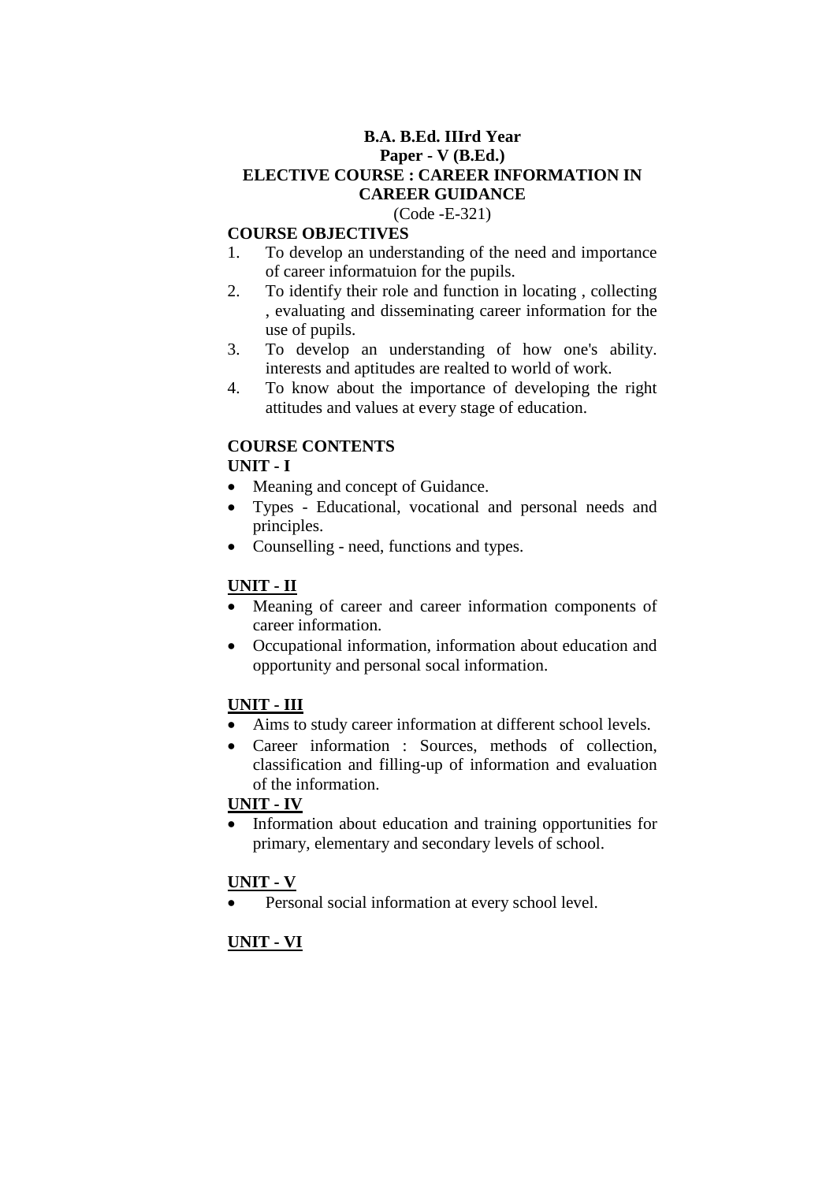# B.A. B.Ed. IIIrd Year

## Paper - V (B.Ed.)

## ELECTIVE COURSE : CAREER INFORMATION IN CAREER GUIDANCE

(Code -E-321)

### COURSE OBJECTIVES

1. To develop an understanding of the need and importance of career informatuion for the pupils.
2. To identify their role and function in locating , collecting , evaluating and disseminating career information for the use of pupils.
3. To develop an understanding of how one's ability. interests and aptitudes are realted to world of work.
4. To know about the importance of developing the right attitudes and values at every stage of education.

### COURSE CONTENTS

### UNIT - I

- Meaning and concept of Guidance.
- Types - Educational, vocational and personal needs and principles.
- Counselling - need, functions and types.

### UNIT - II

- Meaning of career and career information components of career information.
- Occupational information, information about education and opportunity and personal socal information.

### UNIT - III

- Aims to study career information at different school levels.
- Career information : Sources, methods of collection, classification and filling-up of information and evaluation of the information.

### UNIT - IV

- Information about education and training opportunities for primary, elementary and secondary levels of school.

### UNIT - V

- Personal social information at every school level.

### UNIT - VI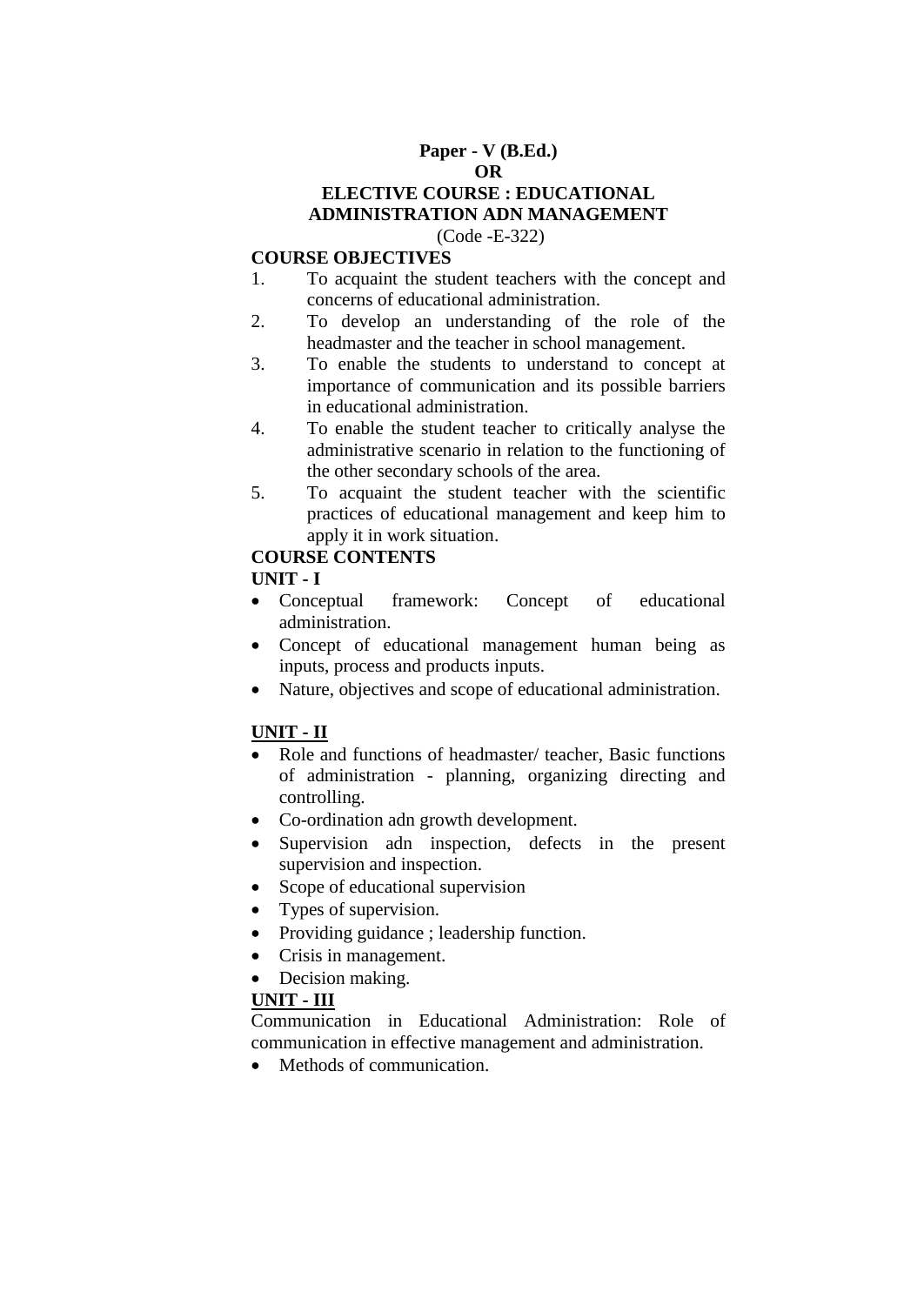**Paper - V (B.Ed.)**

**OR**

**ELECTIVE COURSE : EDUCATIONAL ADMINISTRATION ADN MANAGEMENT**

(Code -E-322)

**COURSE OBJECTIVES**

1. To acquaint the student teachers with the concept and concerns of educational administration.
2. To develop an understanding of the role of the headmaster and the teacher in school management.
3. To enable the students to understand to concept at importance of communication and its possible barriers in educational administration.
4. To enable the student teacher to critically analyse the administrative scenario in relation to the functioning of the other secondary schools of the area.
5. To acquaint the student teacher with the scientific practices of educational management and keep him to apply it in work situation.

**COURSE CONTENTS**

**UNIT - I**

- Conceptual framework: Concept of educational administration.
- Concept of educational management human being as inputs, process and products inputs.
- Nature, objectives and scope of educational administration.

**UNIT - II**

- Role and functions of headmaster/ teacher, Basic functions of administration - planning, organizing directing and controlling.
- Co-ordination adn growth development.
- Supervision adn inspection, defects in the present supervision and inspection.
- Scope of educational supervision
- Types of supervision.
- Providing guidance ; leadership function.
- Crisis in management.
- Decision making.

**UNIT - III**

Communication in Educational Administration: Role of communication in effective management and administration.

- Methods of communication.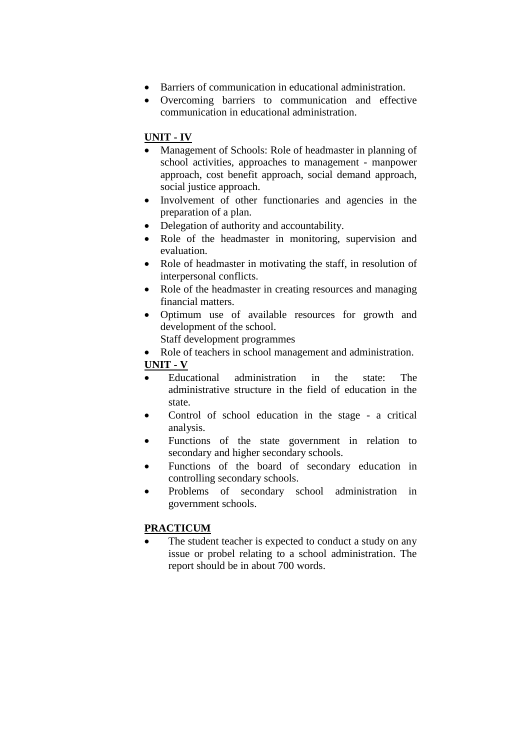- Barriers of communication in educational administration.
- Overcoming barriers to communication and effective communication in educational administration.

**UNIT - IV**

- Management of Schools: Role of headmaster in planning of school activities, approaches to management - manpower approach, cost benefit approach, social demand approach, social justice approach.
- Involvement of other functionaries and agencies in the preparation of a plan.
- Delegation of authority and accountability.
- Role of the headmaster in monitoring, supervision and evaluation.
- Role of headmaster in motivating the staff, in resolution of interpersonal conflicts.
- Role of the headmaster in creating resources and managing financial matters.
- Optimum use of available resources for growth and development of the school.
  Staff development programmes
- Role of teachers in school management and administration.

**UNIT - V**

- Educational administration in the state: The administrative structure in the field of education in the state.
- Control of school education in the stage - a critical analysis.
- Functions of the state government in relation to secondary and higher secondary schools.
- Functions of the board of secondary education in controlling secondary schools.
- Problems of secondary school administration in government schools.

**PRACTICUM**

- The student teacher is expected to conduct a study on any issue or probel relating to a school administration. The report should be in about 700 words.